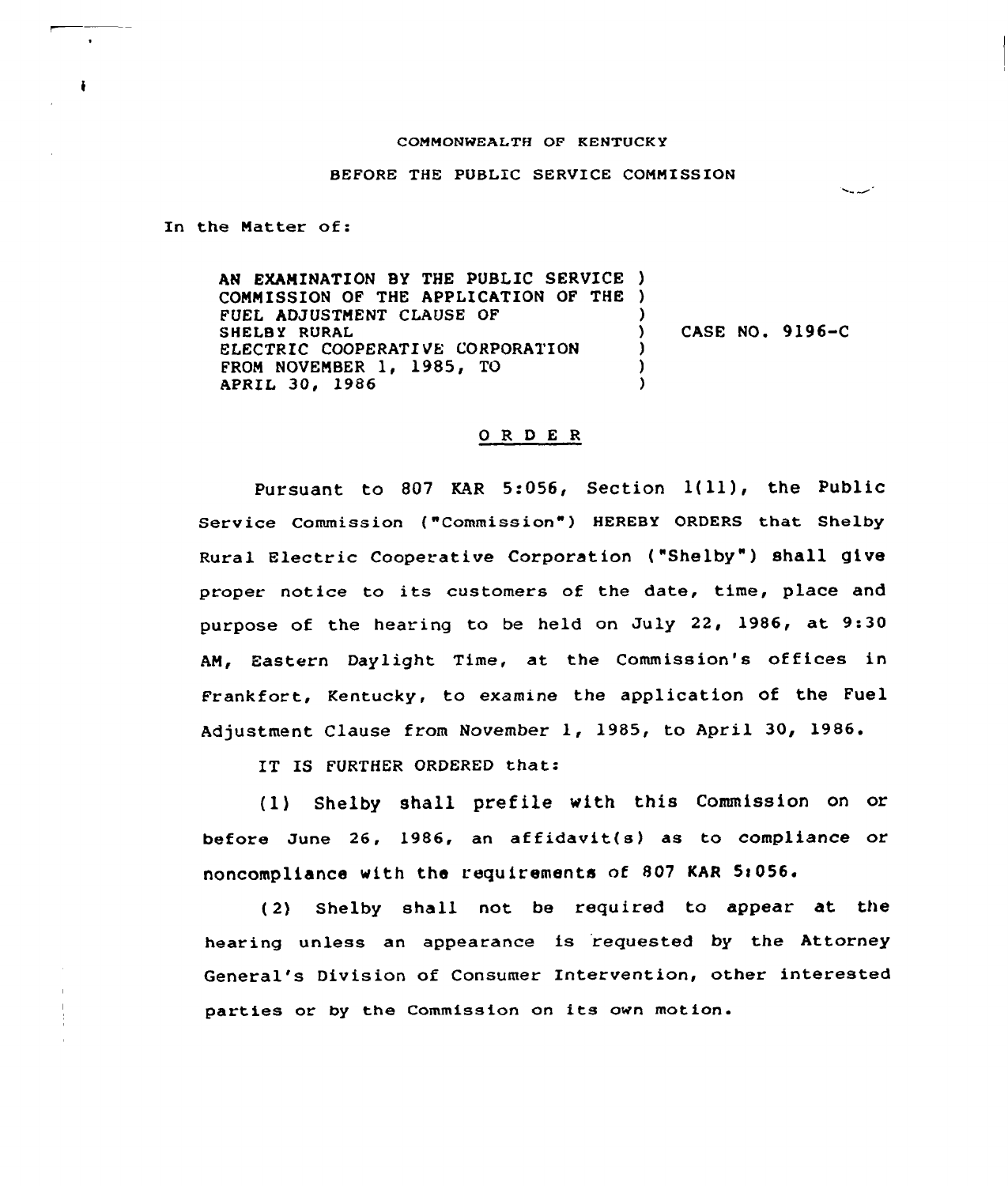COMMONWEALTH OF KENTUCKY

BEFORE THE PUBLIC SERVICE COMMISSION

In the Matter of:

AN EXAMINATION BY THE PUBLIC SERVICE COMMISSION OF THE APPLICATION OF THE FUEL ADJUSTMENT CLAUSE OF SHELBY RURAL ELECTRIC COOPERATIVE CORPORATION FROM NOVEMBER 1, 1985, TO APRIL 30, 1986 ) CASE NO. 9196-C

## O R D E R

Pursuant to 807 KAR 5:056, Section 1(11), the Public Service Commission ("Commission") HEREBY ORDERS that Shelby Rural Electric Cooperative Corporation ("Shelby") shall give proper notice to its customers of the date, time, place and purpose of the hearing to be held on July 22, 1986, at 9:30 AM, Eastern Daylight Time, at the Commission's offices in Frankfort, Kentucky, to examine the application of the Fuel Adjustment Clause from November 1, 1985, to April 30, 1986.

IT IS FURTHER ORDERED that:

(1) Shelby shall prefile with this Commission on or before June 26, 1986, an affidavit(s) as to compliance or noncompliance with the requirements of 807 KAR 5:056.

(2) Shelby shall not be required to appear at the hearing unless an appearance is requested by the Attorney General's Division of Consumer Intervention, other interested parties or by the Commission on its own motion.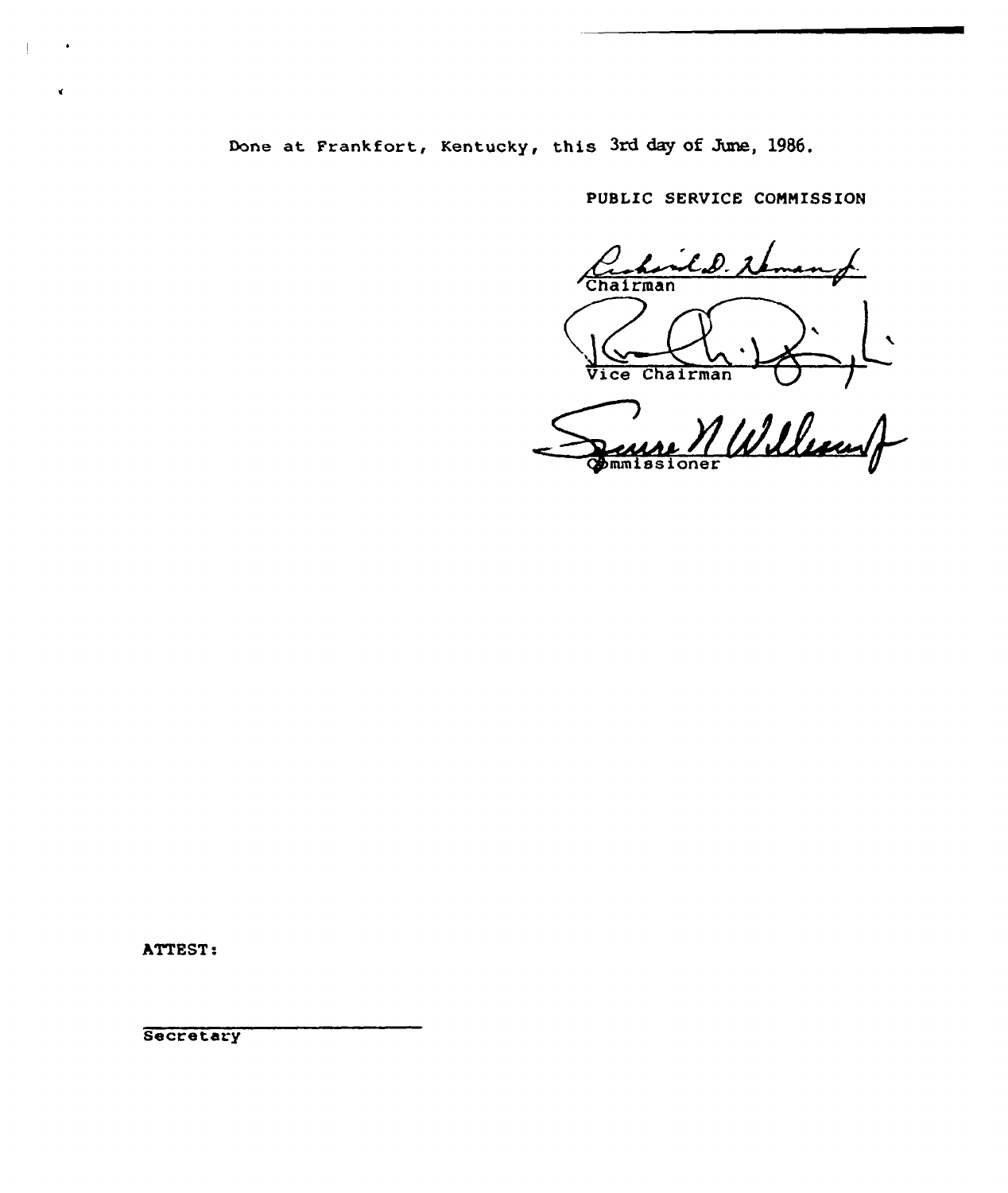Done at Frankfort, Kentucky, this 3rd day of June, 1986.

PUBLIC SERVICE COMMISSION

Chairman

Vice Chairman

Commissioner

ATTEST:

Secretary